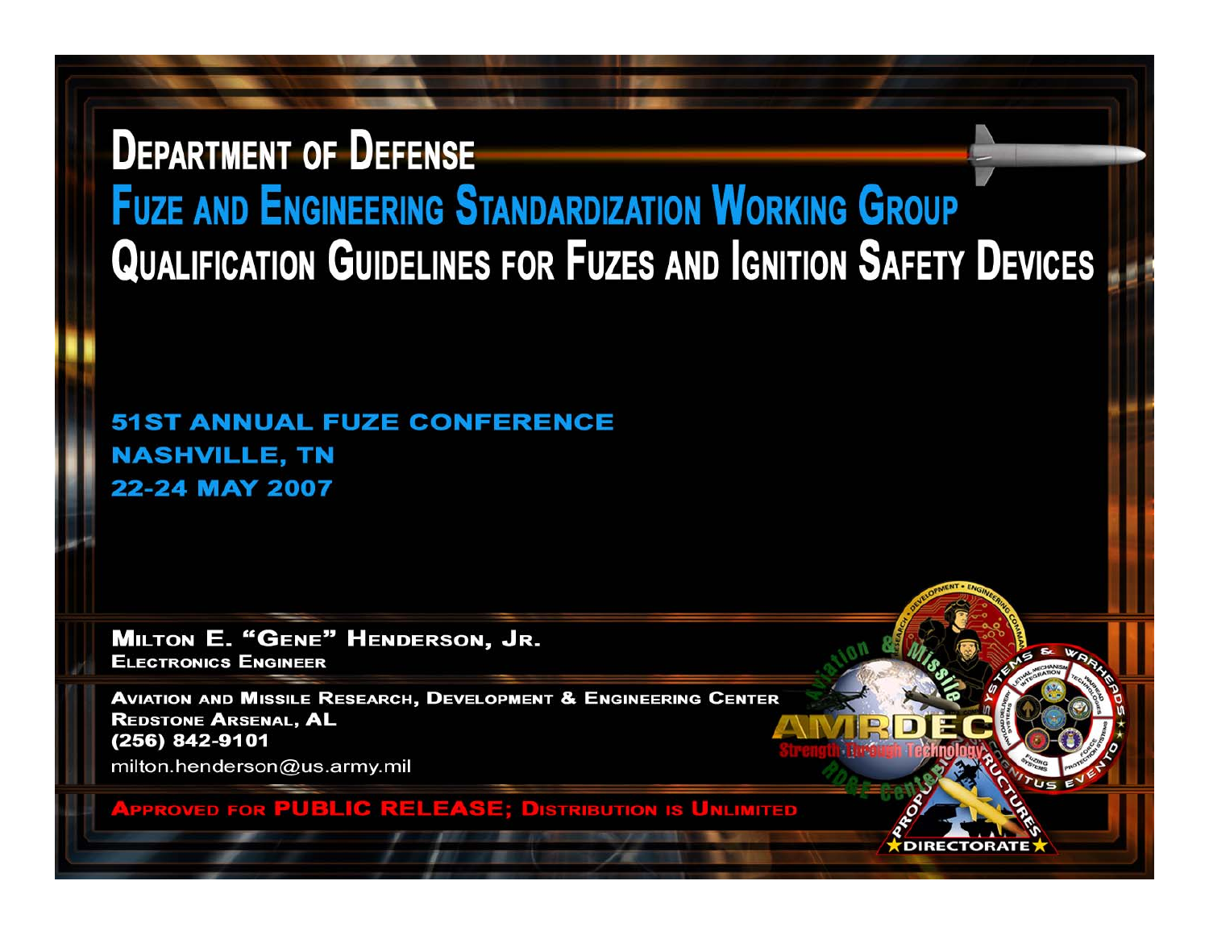# Department of Defense

## Fuze and Engineering Standardization Working Group

## Qualification Guidelines for Fuzes and Ignition Safety Devices

**51ST ANNUAL FUZE CONFERENCE**
**NASHVILLE, TN**
**22-24 MAY 2007**

**Milton E. "Gene" Henderson, Jr.**
**Electronics Engineer**

**Aviation and Missile Research, Development & Engineering Center**
**Redstone Arsenal, AL**
**(256) 842-9101**
milton.henderson@us.army.mil

**Approved for PUBLIC RELEASE; Distribution is Unlimited**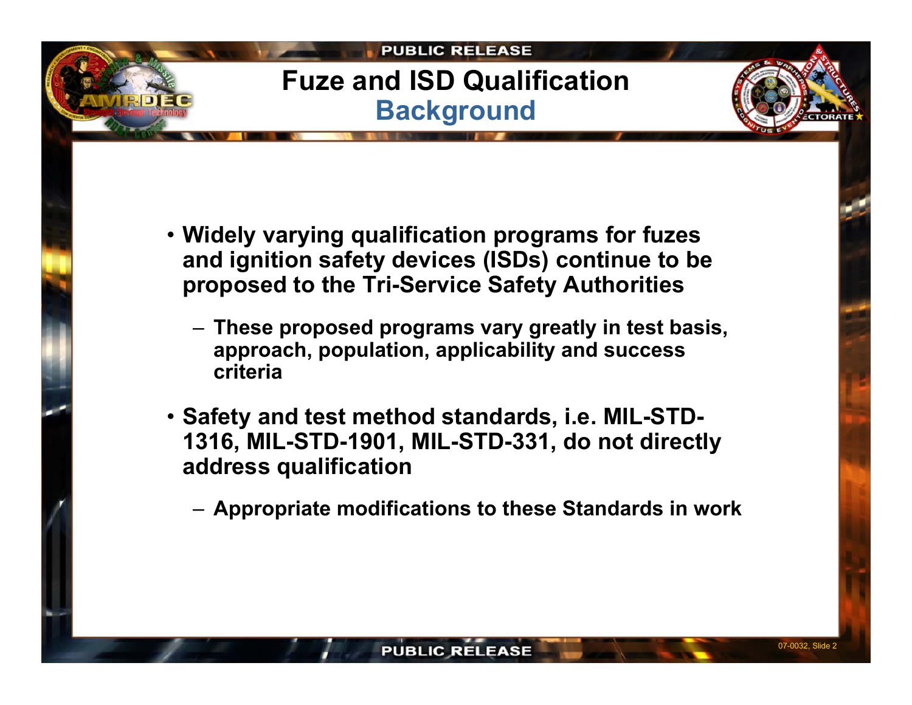# Fuze and ISD Qualification

## Background

- Widely varying qualification programs for fuzes and ignition safety devices (ISDs) continue to be proposed to the Tri-Service Safety Authorities
  - These proposed programs vary greatly in test basis, approach, population, applicability and success criteria
- Safety and test method standards, i.e. MIL-STD-1316, MIL-STD-1901, MIL-STD-331, do not directly address qualification
  - Appropriate modifications to these Standards in work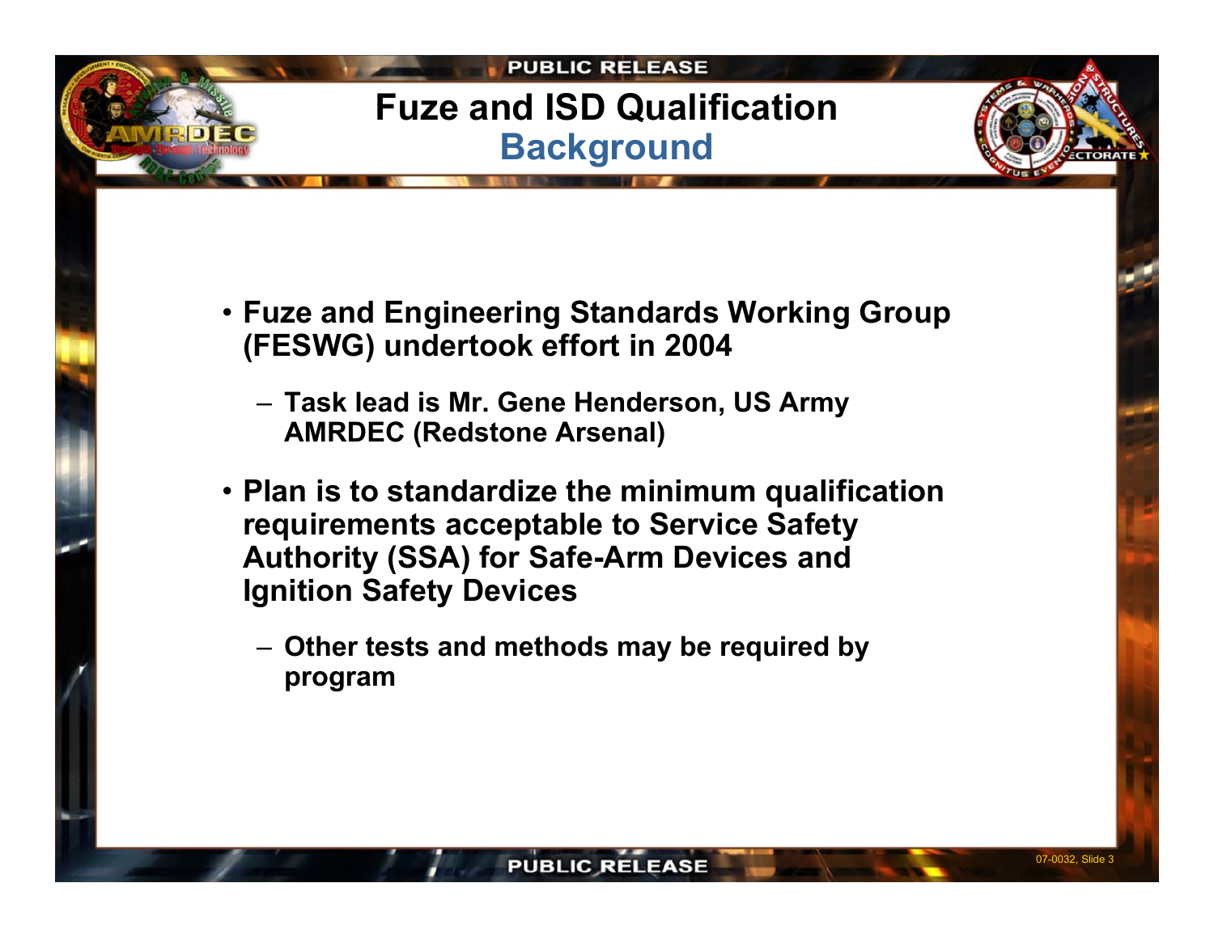# Fuze and ISD Qualification

## Background

- Fuze and Engineering Standards Working Group (FESWG) undertook effort in 2004
  - Task lead is Mr. Gene Henderson, US Army AMRDEC (Redstone Arsenal)
- Plan is to standardize the minimum qualification requirements acceptable to Service Safety Authority (SSA) for Safe-Arm Devices and Ignition Safety Devices
  - Other tests and methods may be required by program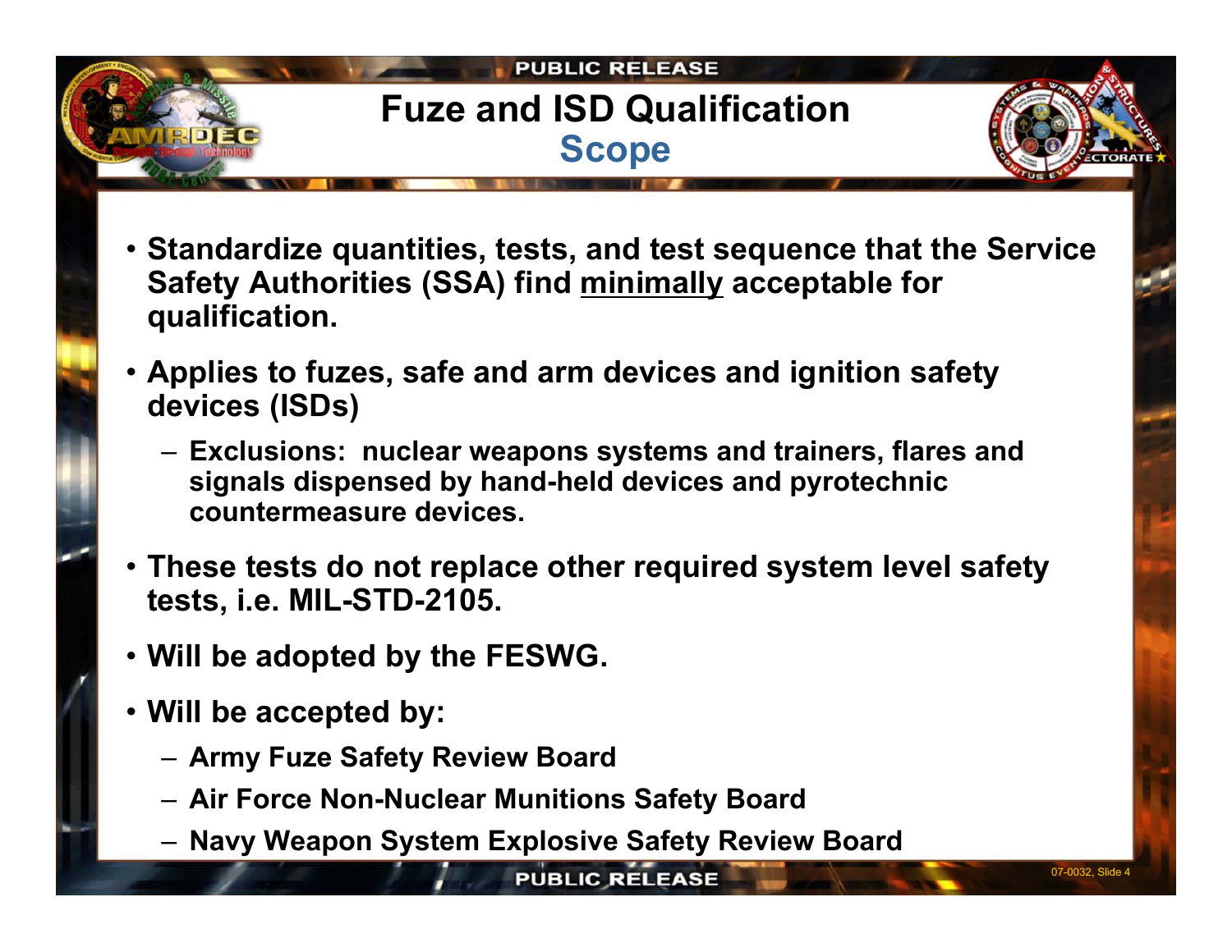# Fuze and ISD Qualification

## Scope

- Standardize quantities, tests, and test sequence that the Service Safety Authorities (SSA) find minimally acceptable for qualification.
- Applies to fuzes, safe and arm devices and ignition safety devices (ISDs)
  - Exclusions: nuclear weapons systems and trainers, flares and signals dispensed by hand-held devices and pyrotechnic countermeasure devices.
- These tests do not replace other required system level safety tests, i.e. MIL-STD-2105.
- Will be adopted by the FESWG.
- Will be accepted by:
  - Army Fuze Safety Review Board
  - Air Force Non-Nuclear Munitions Safety Board
  - Navy Weapon System Explosive Safety Review Board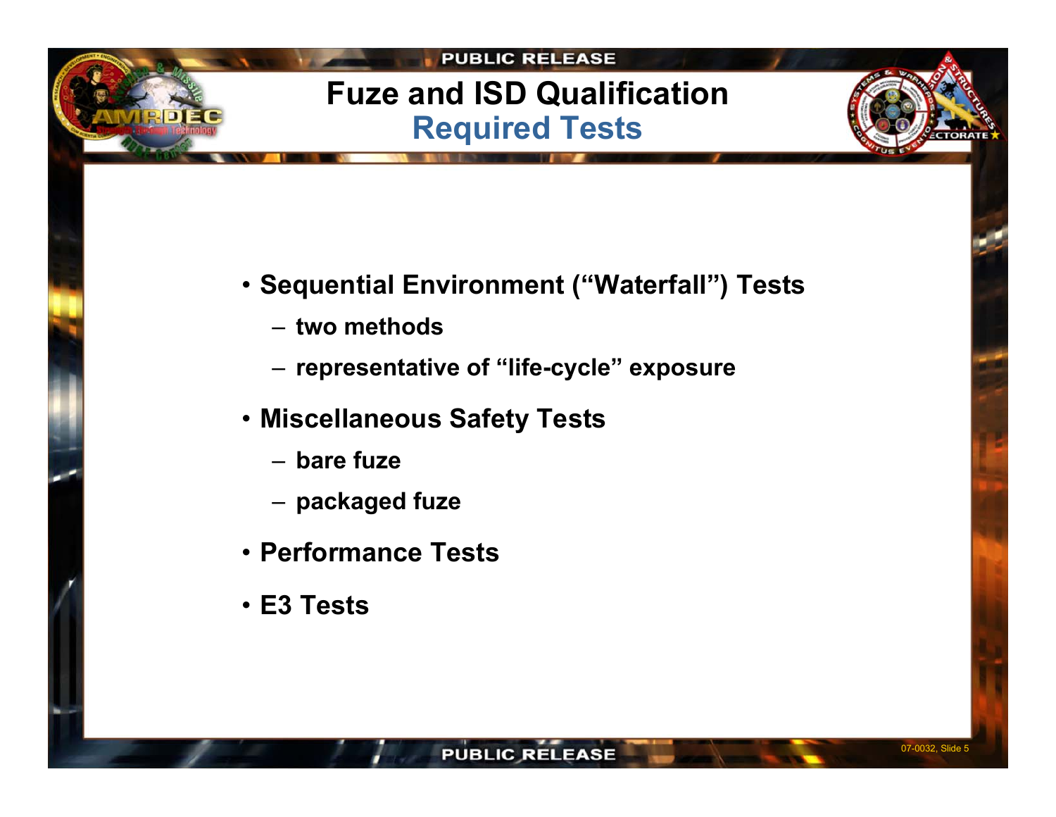# Fuze and ISD Qualification
## Required Tests

- **Sequential Environment ("Waterfall") Tests**
  - **two methods**
  - **representative of "life-cycle" exposure**
- **Miscellaneous Safety Tests**
  - **bare fuze**
  - **packaged fuze**
- **Performance Tests**
- **E3 Tests**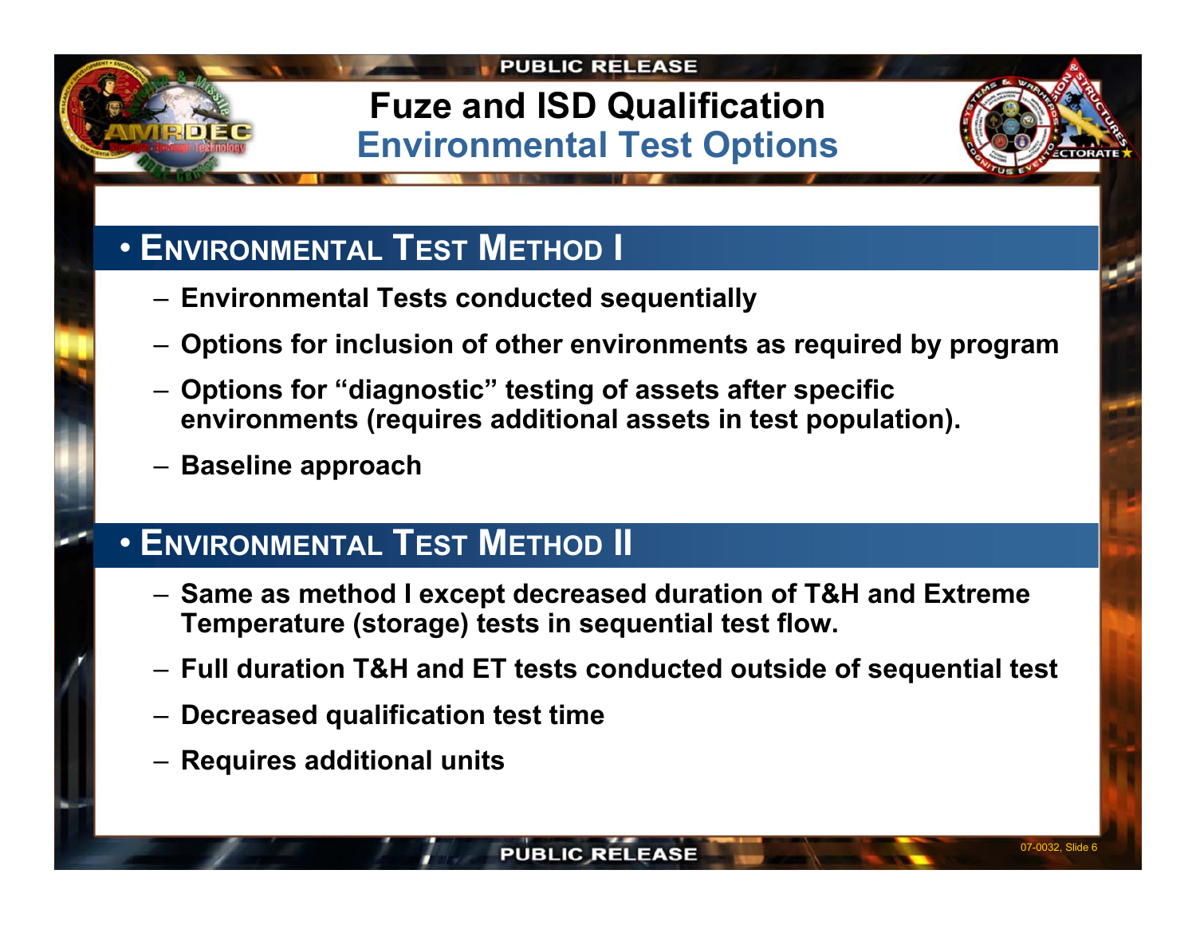# Fuze and ISD Qualification
## Environmental Test Options

- **ENVIRONMENTAL TEST METHOD I**
  - **Environmental Tests conducted sequentially**
  - **Options for inclusion of other environments as required by program**
  - **Options for "diagnostic" testing of assets after specific environments (requires additional assets in test population).**
  - **Baseline approach**

- **ENVIRONMENTAL TEST METHOD II**
  - **Same as method I except decreased duration of T&H and Extreme Temperature (storage) tests in sequential test flow.**
  - **Full duration T&H and ET tests conducted outside of sequential test**
  - **Decreased qualification test time**
  - **Requires additional units**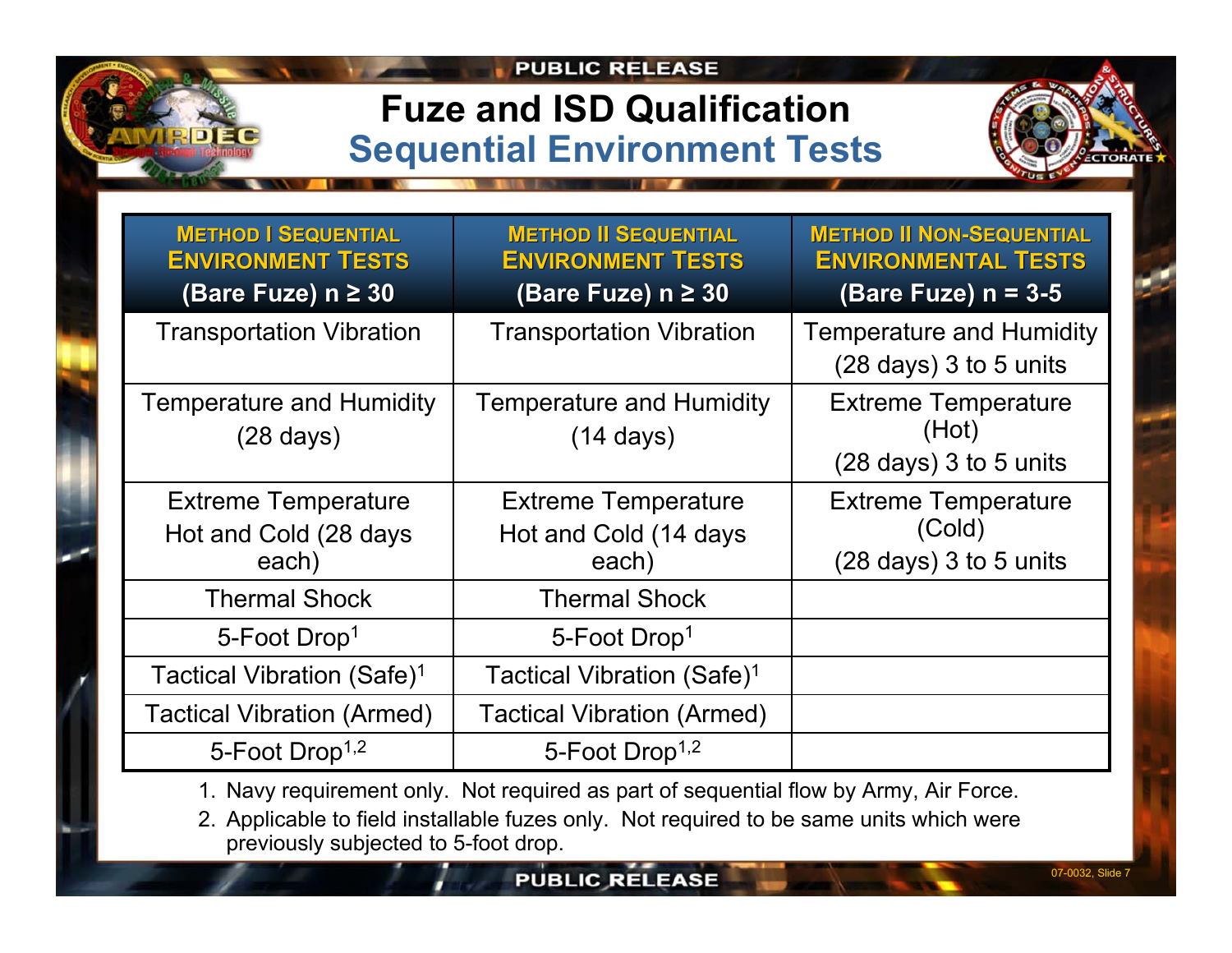# Fuze and ISD Qualification

## Sequential Environment Tests

| METHOD I SEQUENTIAL ENVIRONMENT TESTS (Bare Fuze) n ≥ 30 | METHOD II SEQUENTIAL ENVIRONMENT TESTS (Bare Fuze) n ≥ 30 | METHOD II NON-SEQUENTIAL ENVIRONMENTAL TESTS (Bare Fuze) n = 3-5 |
|---|---|---|
| Transportation Vibration | Transportation Vibration | Temperature and Humidity (28 days) 3 to 5 units |
| Temperature and Humidity (28 days) | Temperature and Humidity (14 days) | Extreme Temperature (Hot) (28 days) 3 to 5 units |
| Extreme Temperature Hot and Cold (28 days each) | Extreme Temperature Hot and Cold (14 days each) | Extreme Temperature (Cold) (28 days) 3 to 5 units |
| Thermal Shock | Thermal Shock | |
| 5-Foot Drop[1] | 5-Foot Drop[1] | |
| Tactical Vibration (Safe)[1] | Tactical Vibration (Safe)[1] | |
| Tactical Vibration (Armed) | Tactical Vibration (Armed) | |
| 5-Foot Drop[1,2] | 5-Foot Drop[1,2] | |

1. Navy requirement only. Not required as part of sequential flow by Army, Air Force.
2. Applicable to field installable fuzes only. Not required to be same units which were previously subjected to 5-foot drop.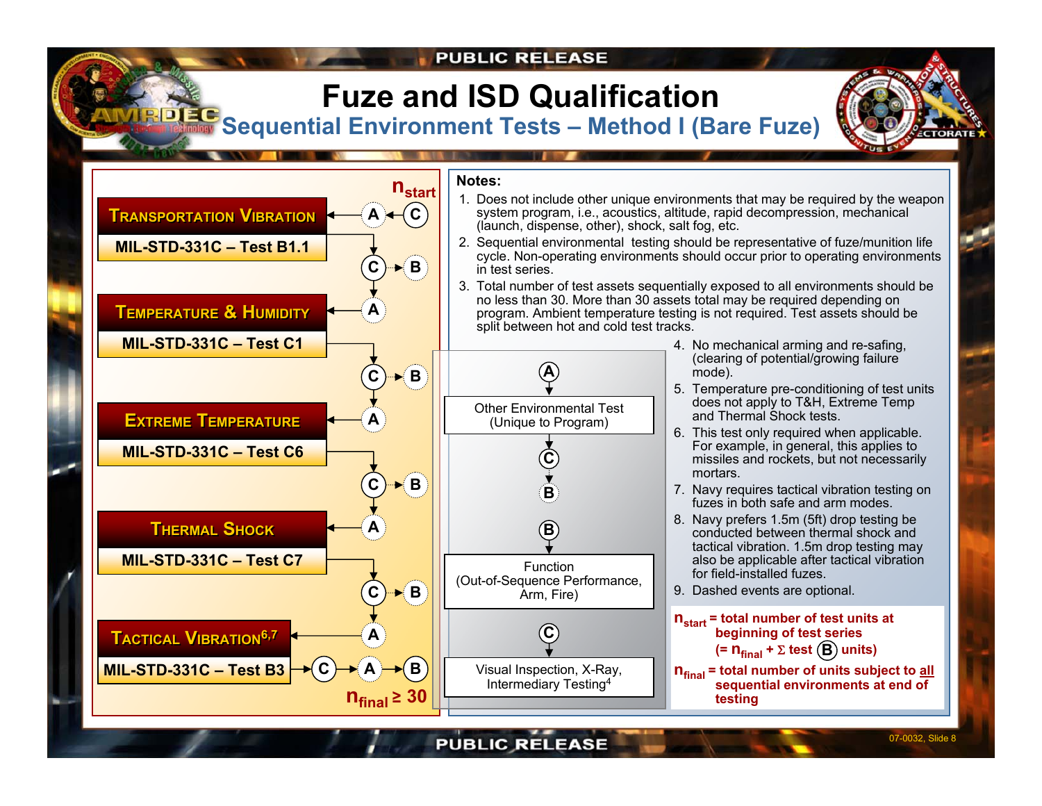# Fuze and ISD Qualification

## Sequential Environment Tests – Method I (Bare Fuze)

$n_{start}$

- **TRANSPORTATION VIBRATION** – MIL-STD-331C – Test B1.1 ← A ← C
  - C → B
- A → **TEMPERATURE & HUMIDITY** – MIL-STD-331C – Test C1
  - C → B
- A → **EXTREME TEMPERATURE** – MIL-STD-331C – Test C6
  - C → B
- A → **THERMAL SHOCK** – MIL-STD-331C – Test C7
  - C → B
- A → **TACTICAL VIBRATION**[6,7] – MIL-STD-331C – Test B3 → C → A → B

$n_{final} \geq 30$

A → Other Environmental Test (Unique to Program) → C → B

B → Function (Out-of-Sequence Performance, Arm, Fire)

C → Visual Inspection, X-Ray, Intermediary Testing[4]

**Notes:**

1. Does not include other unique environments that may be required by the weapon system program, i.e., acoustics, altitude, rapid decompression, mechanical (launch, dispense, other), shock, salt fog, etc.
2. Sequential environmental testing should be representative of fuze/munition life cycle. Non-operating environments should occur prior to operating environments in test series.
3. Total number of test assets sequentially exposed to all environments should be no less than 30. More than 30 assets total may be required depending on program. Ambient temperature testing is not required. Test assets should be split between hot and cold test tracks.
4. No mechanical arming and re-safing, (clearing of potential/growing failure mode).
5. Temperature pre-conditioning of test units does not apply to T&H, Extreme Temp and Thermal Shock tests.
6. This test only required when applicable. For example, in general, this applies to missiles and rockets, but not necessarily mortars.
7. Navy requires tactical vibration testing on fuzes in both safe and arm modes.
8. Navy prefers 1.5m (5ft) drop testing be conducted between thermal shock and tactical vibration. 1.5m drop testing may also be applicable after tactical vibration for field-installed fuzes.
9. Dashed events are optional.

**$n_{start}$ = total number of test units at beginning of test series (= $n_{final}$ + Σ test (B) units)**

**$n_{final}$ = total number of units subject to all sequential environments at end of testing**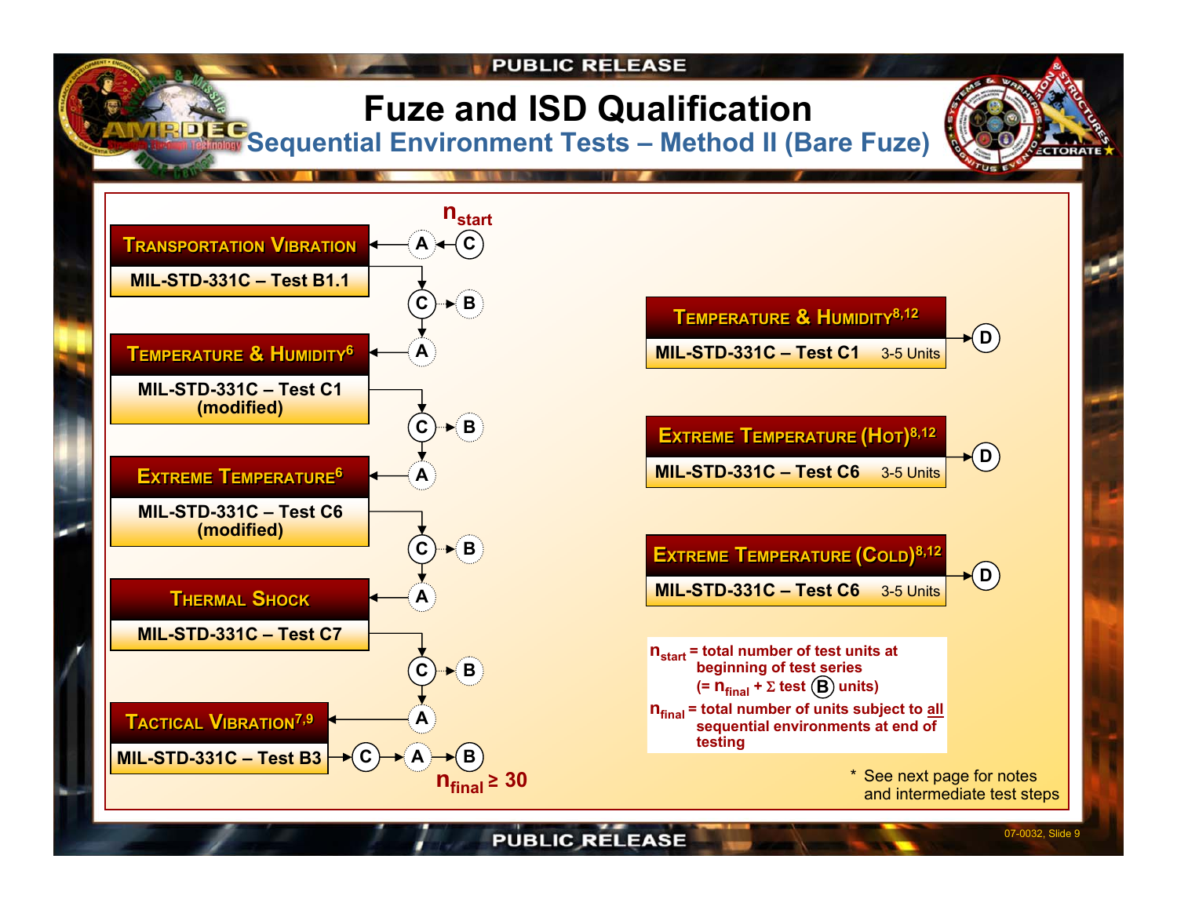# Fuze and ISD Qualification

## Sequential Environment Tests – Method II (Bare Fuze)

$n_{start}$

**TRANSPORTATION VIBRATION**
MIL-STD-331C – Test B1.1

**TEMPERATURE & HUMIDITY**[6]
MIL-STD-331C – Test C1 (modified)

**EXTREME TEMPERATURE**[6]
MIL-STD-331C – Test C6 (modified)

**THERMAL SHOCK**
MIL-STD-331C – Test C7

**TACTICAL VIBRATION**[7,9]
MIL-STD-331C – Test B3

$n_{final} \geq 30$

**TEMPERATURE & HUMIDITY**[8,12]
MIL-STD-331C – Test C1 — 3-5 Units

**EXTREME TEMPERATURE (HOT)**[8,12]
MIL-STD-331C – Test C6 — 3-5 Units

**EXTREME TEMPERATURE (COLD)**[8,12]
MIL-STD-331C – Test C6 — 3-5 Units

$n_{start}$ = total number of test units at beginning of test series (= $n_{final}$ + Σ test (B) units)

$n_{final}$ = total number of units subject to all sequential environments at end of testing

\* See next page for notes and intermediate test steps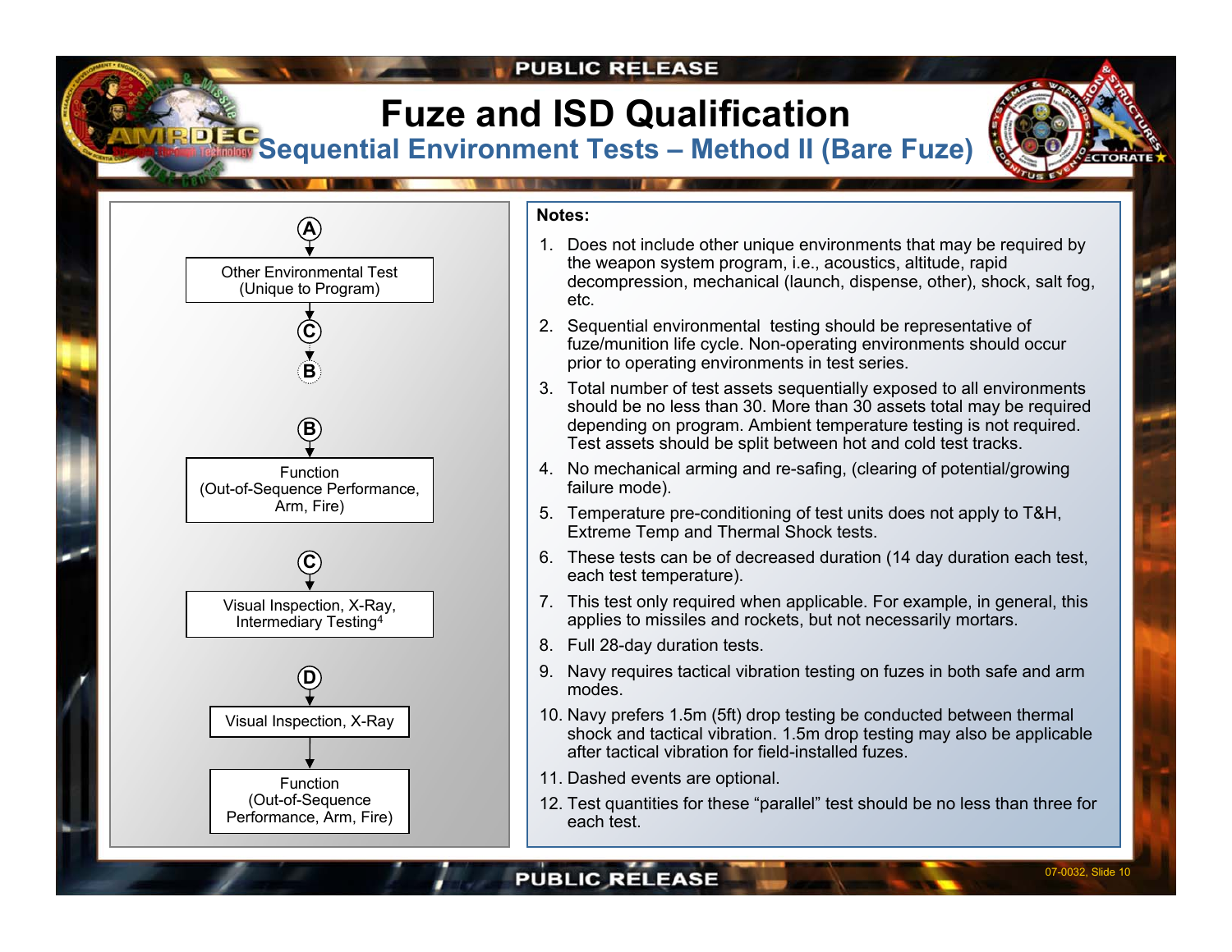# Fuze and ISD Qualification

## Sequential Environment Tests – Method II (Bare Fuze)

(A) → Other Environmental Test (Unique to Program) → (C) → (B)

(B) → Function (Out-of-Sequence Performance, Arm, Fire)

(C) → Visual Inspection, X-Ray, Intermediary Testing[4]

(D) → Visual Inspection, X-Ray → Function (Out-of-Sequence Performance, Arm, Fire)

**Notes:**

1. Does not include other unique environments that may be required by the weapon system program, i.e., acoustics, altitude, rapid decompression, mechanical (launch, dispense, other), shock, salt fog, etc.
2. Sequential environmental testing should be representative of fuze/munition life cycle. Non-operating environments should occur prior to operating environments in test series.
3. Total number of test assets sequentially exposed to all environments should be no less than 30. More than 30 assets total may be required depending on program. Ambient temperature testing is not required. Test assets should be split between hot and cold test tracks.
4. No mechanical arming and re-safing, (clearing of potential/growing failure mode).
5. Temperature pre-conditioning of test units does not apply to T&H, Extreme Temp and Thermal Shock tests.
6. These tests can be of decreased duration (14 day duration each test, each test temperature).
7. This test only required when applicable. For example, in general, this applies to missiles and rockets, but not necessarily mortars.
8. Full 28-day duration tests.
9. Navy requires tactical vibration testing on fuzes in both safe and arm modes.
10. Navy prefers 1.5m (5ft) drop testing be conducted between thermal shock and tactical vibration. 1.5m drop testing may also be applicable after tactical vibration for field-installed fuzes.
11. Dashed events are optional.
12. Test quantities for these "parallel" test should be no less than three for each test.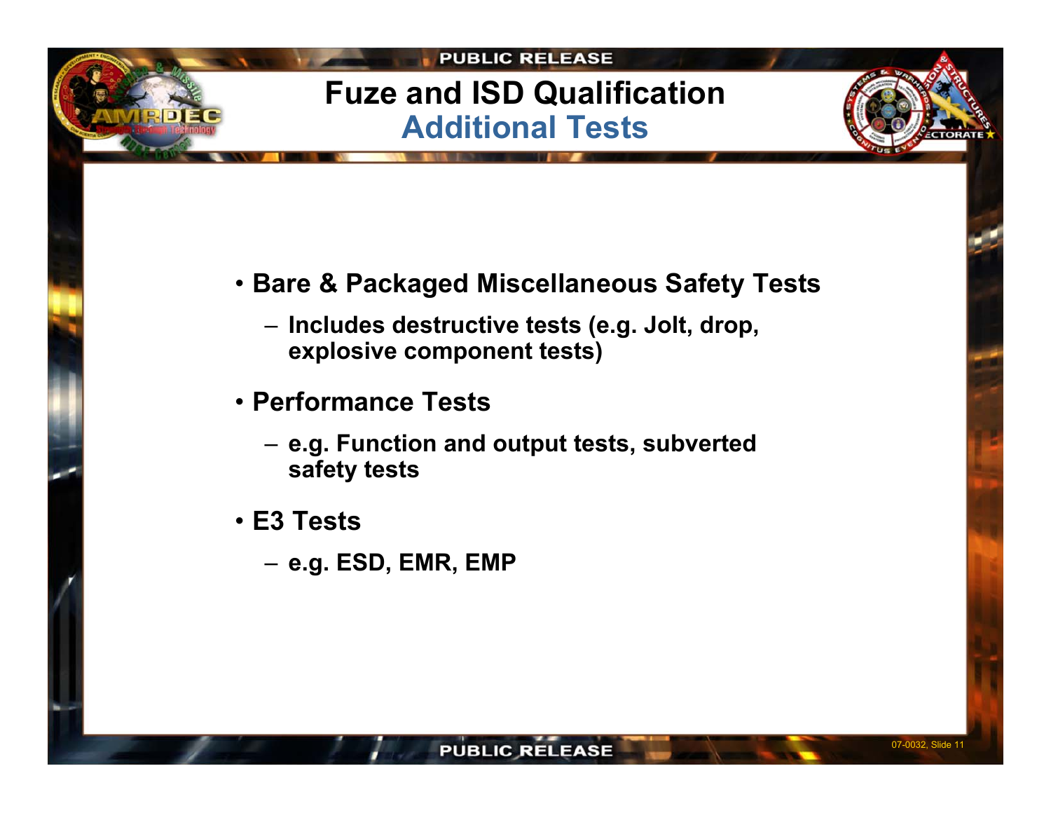# Fuze and ISD Qualification
## Additional Tests

- **Bare & Packaged Miscellaneous Safety Tests**
  - **Includes destructive tests (e.g. Jolt, drop, explosive component tests)**
- **Performance Tests**
  - **e.g. Function and output tests, subverted safety tests**
- **E3 Tests**
  - **e.g. ESD, EMR, EMP**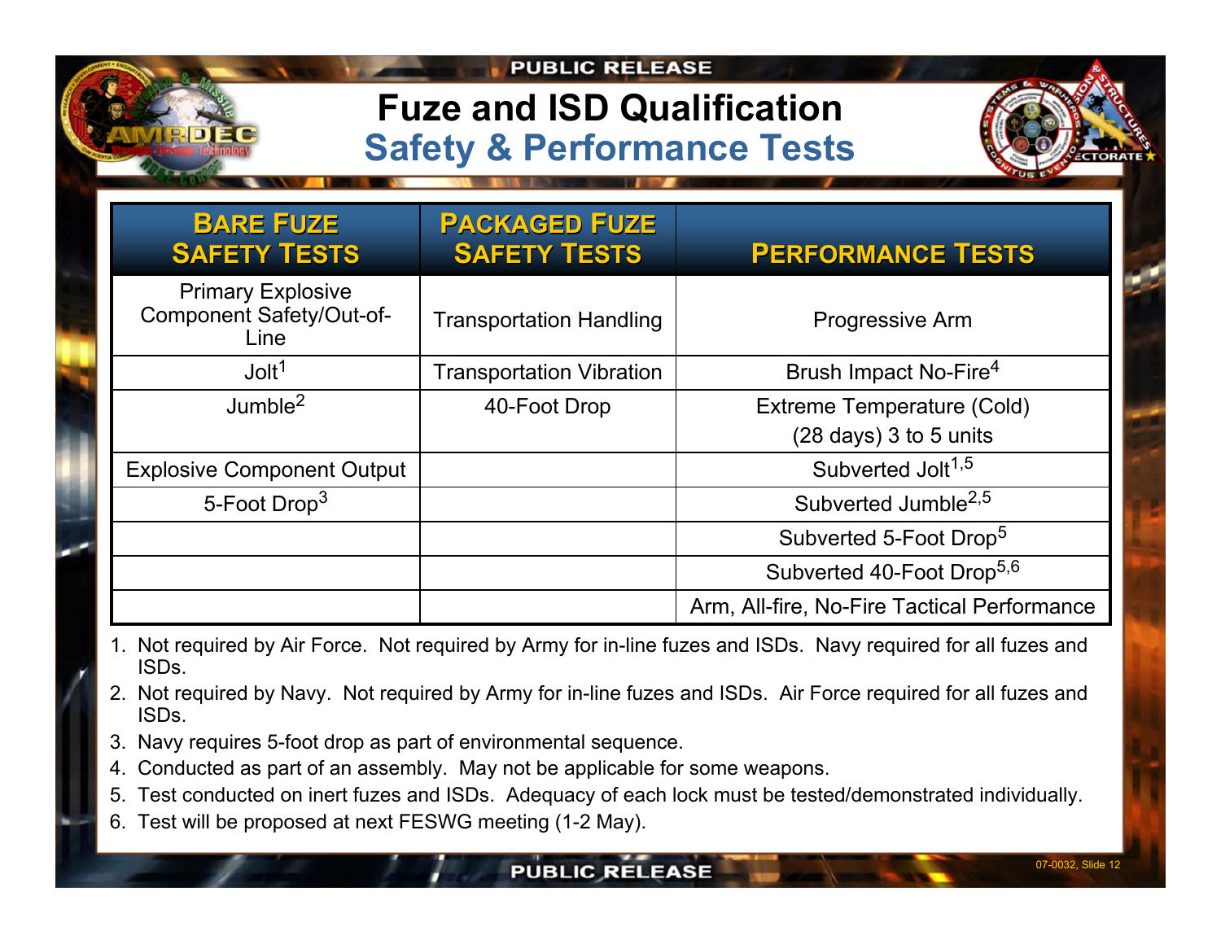# Fuze and ISD Qualification

## Safety & Performance Tests

| Bare Fuze Safety Tests | Packaged Fuze Safety Tests | Performance Tests |
|---|---|---|
| Primary Explosive Component Safety/Out-of-Line | Transportation Handling | Progressive Arm |
| Jolt[1] | Transportation Vibration | Brush Impact No-Fire[4] |
| Jumble[2] | 40-Foot Drop | Extreme Temperature (Cold) (28 days) 3 to 5 units |
| Explosive Component Output | | Subverted Jolt[1,5] |
| 5-Foot Drop[3] | | Subverted Jumble[2,5] |
| | | Subverted 5-Foot Drop[5] |
| | | Subverted 40-Foot Drop[5,6] |
| | | Arm, All-fire, No-Fire Tactical Performance |

1. Not required by Air Force. Not required by Army for in-line fuzes and ISDs. Navy required for all fuzes and ISDs.
2. Not required by Navy. Not required by Army for in-line fuzes and ISDs. Air Force required for all fuzes and ISDs.
3. Navy requires 5-foot drop as part of environmental sequence.
4. Conducted as part of an assembly. May not be applicable for some weapons.
5. Test conducted on inert fuzes and ISDs. Adequacy of each lock must be tested/demonstrated individually.
6. Test will be proposed at next FESWG meeting (1-2 May).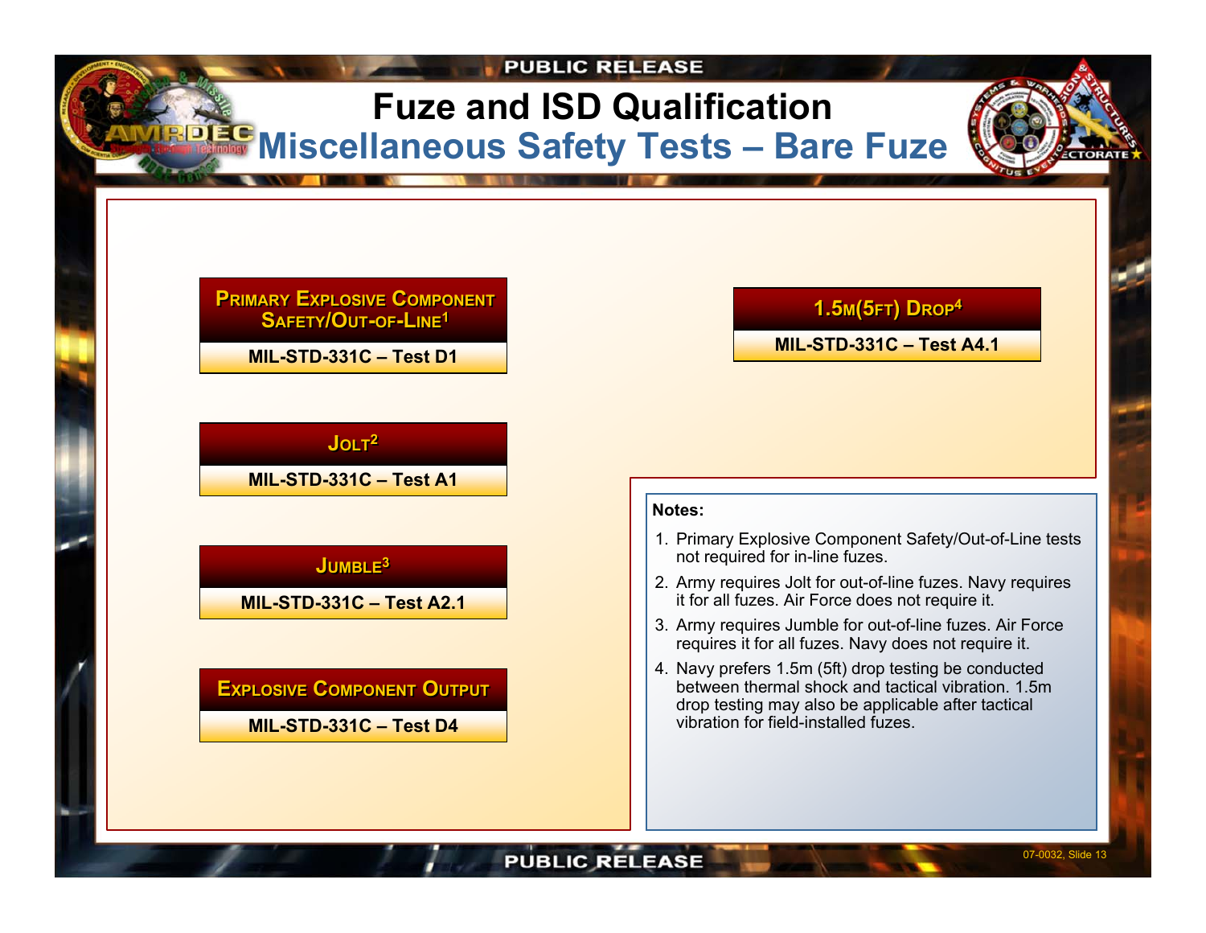# Fuze and ISD Qualification

## Miscellaneous Safety Tests – Bare Fuze

**Primary Explosive Component Safety/Out-of-Line[1]**
MIL-STD-331C – Test D1

**Jolt[2]**
MIL-STD-331C – Test A1

**Jumble[3]**
MIL-STD-331C – Test A2.1

**Explosive Component Output**
MIL-STD-331C – Test D4

**1.5m(5ft) Drop[4]**
MIL-STD-331C – Test A4.1

**Notes:**

1. Primary Explosive Component Safety/Out-of-Line tests not required for in-line fuzes.
2. Army requires Jolt for out-of-line fuzes. Navy requires it for all fuzes. Air Force does not require it.
3. Army requires Jumble for out-of-line fuzes. Air Force requires it for all fuzes. Navy does not require it.
4. Navy prefers 1.5m (5ft) drop testing be conducted between thermal shock and tactical vibration. 1.5m drop testing may also be applicable after tactical vibration for field-installed fuzes.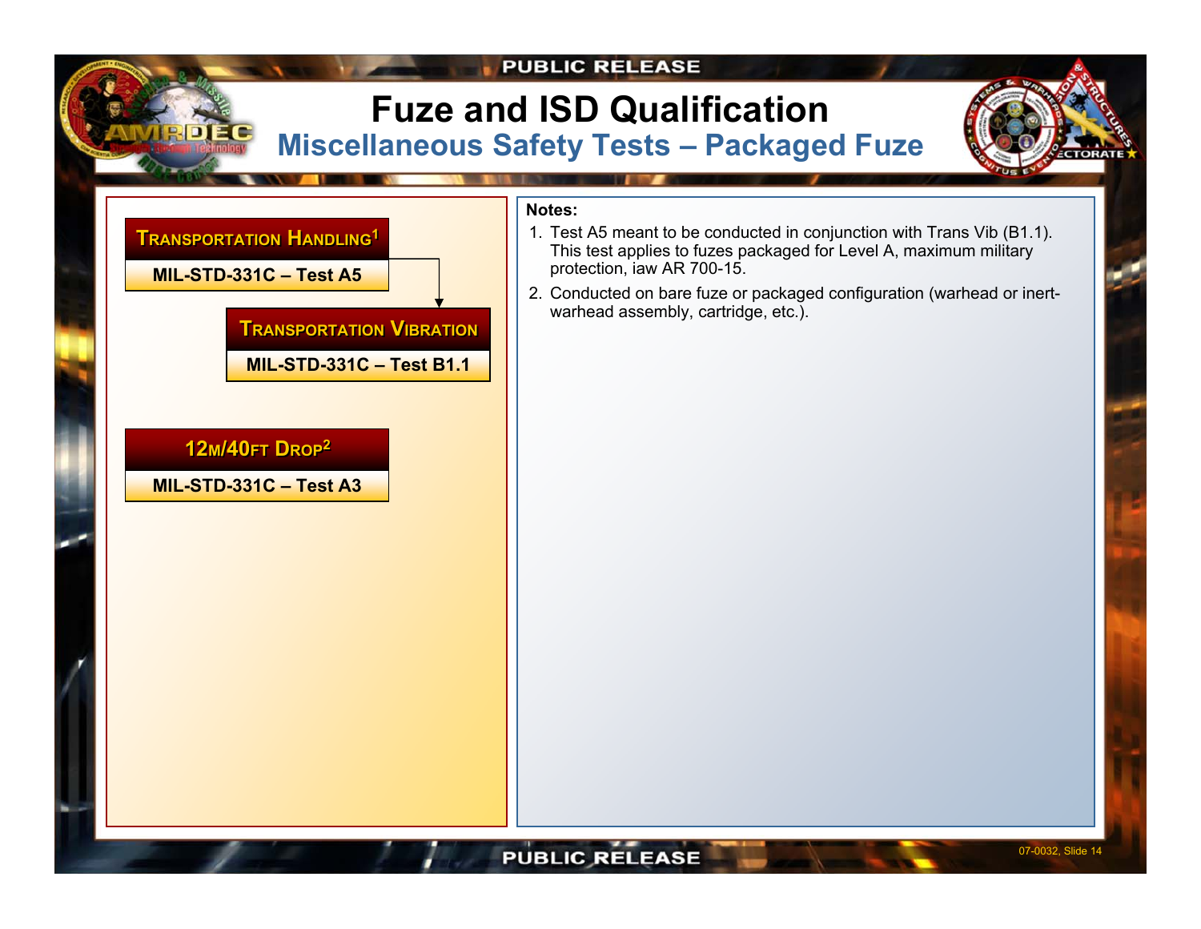# Fuze and ISD Qualification

## Miscellaneous Safety Tests – Packaged Fuze

**Transportation Handling**[1]
MIL-STD-331C – Test A5

**Transportation Vibration**
MIL-STD-331C – Test B1.1

**12m/40ft Drop**[2]
MIL-STD-331C – Test A3

**Notes:**

1. Test A5 meant to be conducted in conjunction with Trans Vib (B1.1). This test applies to fuzes packaged for Level A, maximum military protection, iaw AR 700-15.
2. Conducted on bare fuze or packaged configuration (warhead or inert-warhead assembly, cartridge, etc.).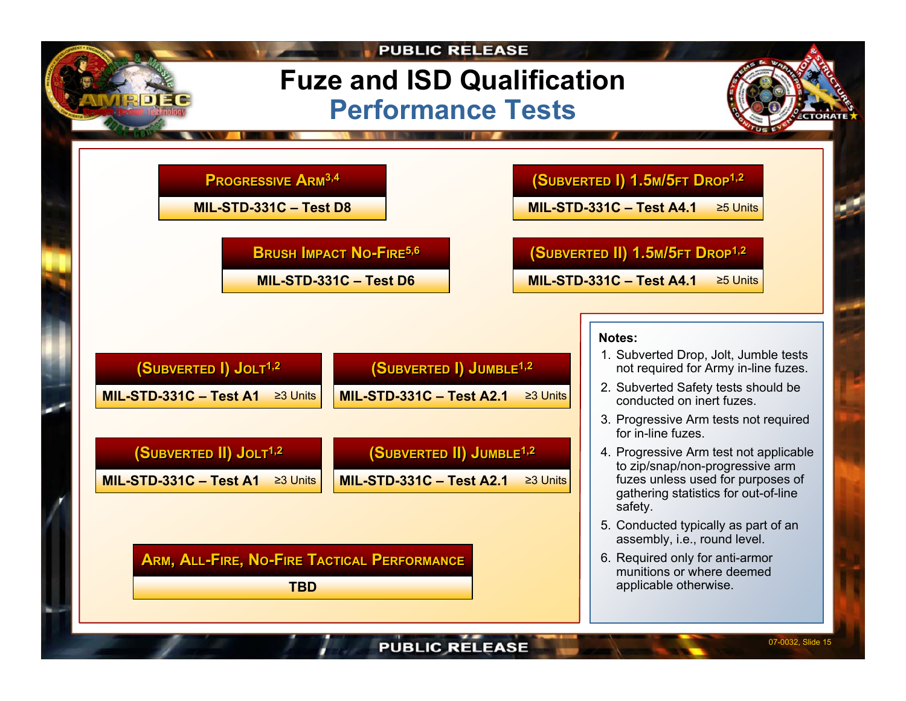PUBLIC RELEASE

# Fuze and ISD Qualification
## Performance Tests

**Progressive Arm**[3,4]
MIL-STD-331C – Test D8

**Brush Impact No-Fire**[5,6]
MIL-STD-331C – Test D6

**(Subverted I) 1.5m/5ft Drop**[1,2]
MIL-STD-331C – Test A4.1 ≥5 Units

**(Subverted II) 1.5m/5ft Drop**[1,2]
MIL-STD-331C – Test A4.1 ≥5 Units

**(Subverted I) Jolt**[1,2]
MIL-STD-331C – Test A1 ≥3 Units

**(Subverted I) Jumble**[1,2]
MIL-STD-331C – Test A2.1 ≥3 Units

**(Subverted II) Jolt**[1,2]
MIL-STD-331C – Test A1 ≥3 Units

**(Subverted II) Jumble**[1,2]
MIL-STD-331C – Test A2.1 ≥3 Units

**Arm, All-Fire, No-Fire Tactical Performance**
TBD

**Notes:**

1. Subverted Drop, Jolt, Jumble tests not required for Army in-line fuzes.
2. Subverted Safety tests should be conducted on inert fuzes.
3. Progressive Arm tests not required for in-line fuzes.
4. Progressive Arm test not applicable to zip/snap/non-progressive arm fuzes unless used for purposes of gathering statistics for out-of-line safety.
5. Conducted typically as part of an assembly, i.e., round level.
6. Required only for anti-armor munitions or where deemed applicable otherwise.

PUBLIC RELEASE

07-0032, Slide 15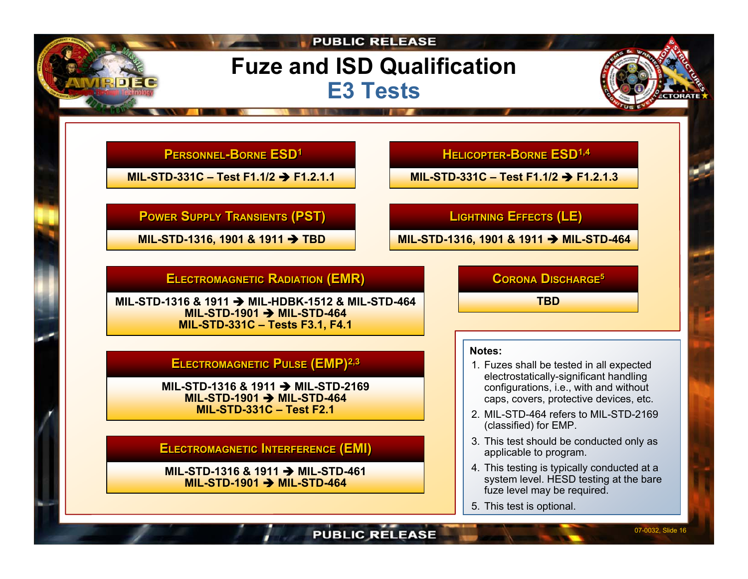# Fuze and ISD Qualification

## E3 Tests

### Personnel-Borne ESD[1]

MIL-STD-331C – Test F1.1/2 ➔ F1.2.1.1

### Helicopter-Borne ESD[1,4]

MIL-STD-331C – Test F1.1/2 ➔ F1.2.1.3

### Power Supply Transients (PST)

MIL-STD-1316, 1901 & 1911 ➔ TBD

### Lightning Effects (LE)

MIL-STD-1316, 1901 & 1911 ➔ MIL-STD-464

### Electromagnetic Radiation (EMR)

MIL-STD-1316 & 1911 ➔ MIL-HDBK-1512 & MIL-STD-464
MIL-STD-1901 ➔ MIL-STD-464
MIL-STD-331C – Tests F3.1, F4.1

### Corona Discharge[5]

TBD

### Electromagnetic Pulse (EMP)[2,3]

MIL-STD-1316 & 1911 ➔ MIL-STD-2169
MIL-STD-1901 ➔ MIL-STD-464
MIL-STD-331C – Test F2.1

### Electromagnetic Interference (EMI)

MIL-STD-1316 & 1911 ➔ MIL-STD-461
MIL-STD-1901 ➔ MIL-STD-464

**Notes:**

1. Fuzes shall be tested in all expected electrostatically-significant handling configurations, i.e., with and without caps, covers, protective devices, etc.
2. MIL-STD-464 refers to MIL-STD-2169 (classified) for EMP.
3. This test should be conducted only as applicable to program.
4. This testing is typically conducted at a system level. HESD testing at the bare fuze level may be required.
5. This test is optional.

07-0032, Slide 16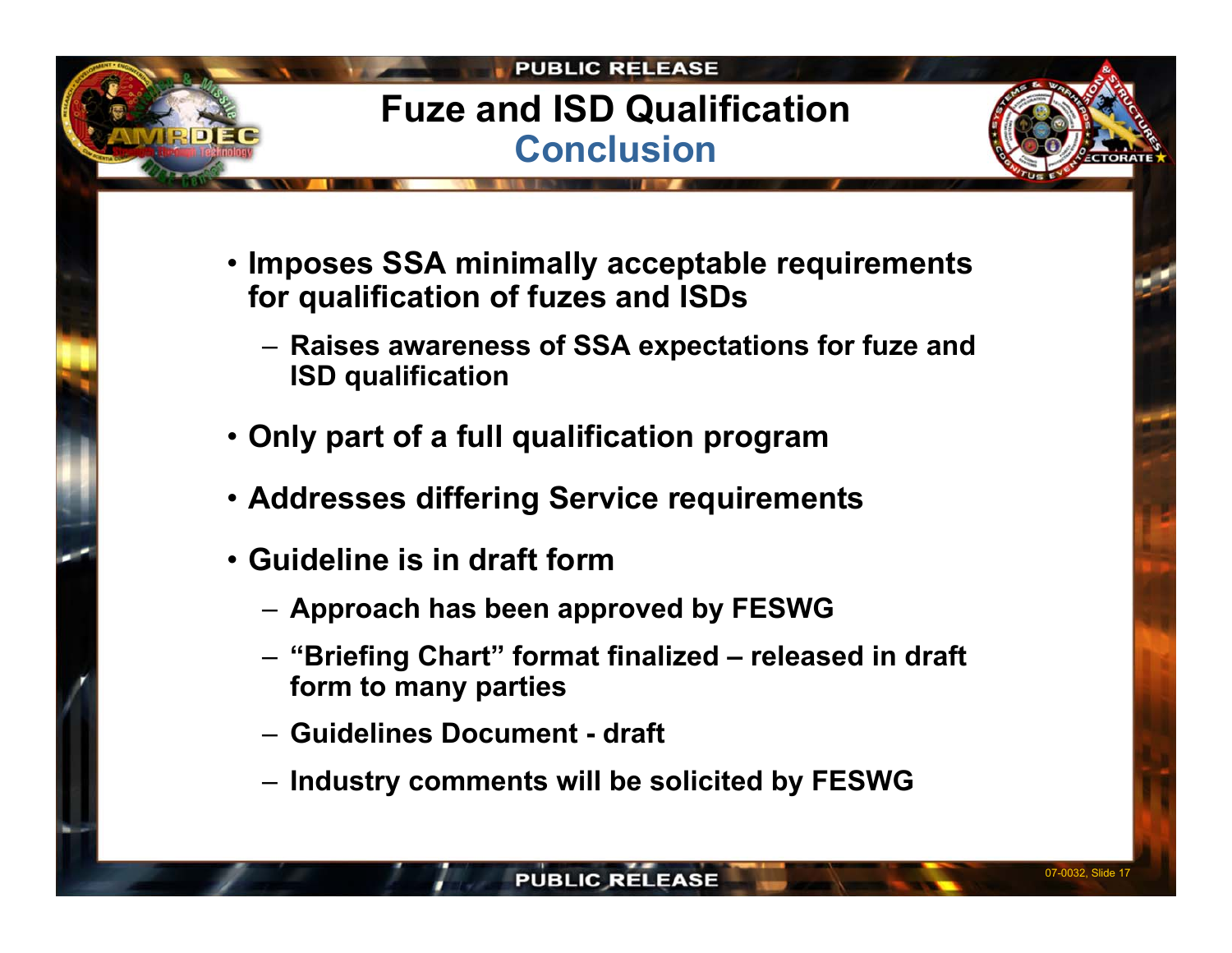# Fuze and ISD Qualification
## Conclusion

- Imposes SSA minimally acceptable requirements for qualification of fuzes and ISDs
  - Raises awareness of SSA expectations for fuze and ISD qualification
- Only part of a full qualification program
- Addresses differing Service requirements
- Guideline is in draft form
  - Approach has been approved by FESWG
  - "Briefing Chart" format finalized – released in draft form to many parties
  - Guidelines Document - draft
  - Industry comments will be solicited by FESWG